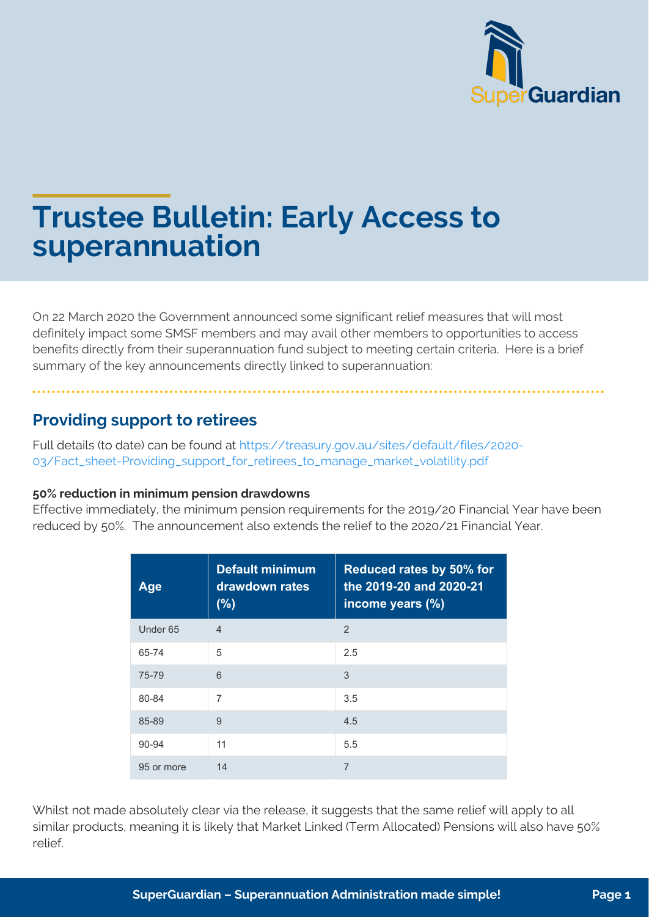# Trustee Bulletin: Early Access to superannuation

On 22 March 2020 the Government announced some significant relief measures that will most definitely impact some SMSF members and may avail other members to opportunities to access benefits directly from their superannuation fund subject to meeting certain criteria. Here is a brief summary of the key announcements directly linked to superannuation:

## Providing support to retirees

Full details (to date) can be found at https://treasury.gov.au/sites/default/files/2020-03/Fact_sheet-Providing_support_for_retirees_to_manage_market_volatility.pdf

**50% reduction in minimum pension drawdowns**

Effective immediately, the minimum pension requirements for the 2019/20 Financial Year have been reduced by 50%. The announcement also extends the relief to the 2020/21 Financial Year.

| Age | Default minimum drawdown rates (%) | Reduced rates by 50% for the 2019-20 and 2020-21 income years (%) |
|---|---|---|
| Under 65 | 4 | 2 |
| 65-74 | 5 | 2.5 |
| 75-79 | 6 | 3 |
| 80-84 | 7 | 3.5 |
| 85-89 | 9 | 4.5 |
| 90-94 | 11 | 5.5 |
| 95 or more | 14 | 7 |

Whilst not made absolutely clear via the release, it suggests that the same relief will apply to all similar products, meaning it is likely that Market Linked (Term Allocated) Pensions will also have 50% relief.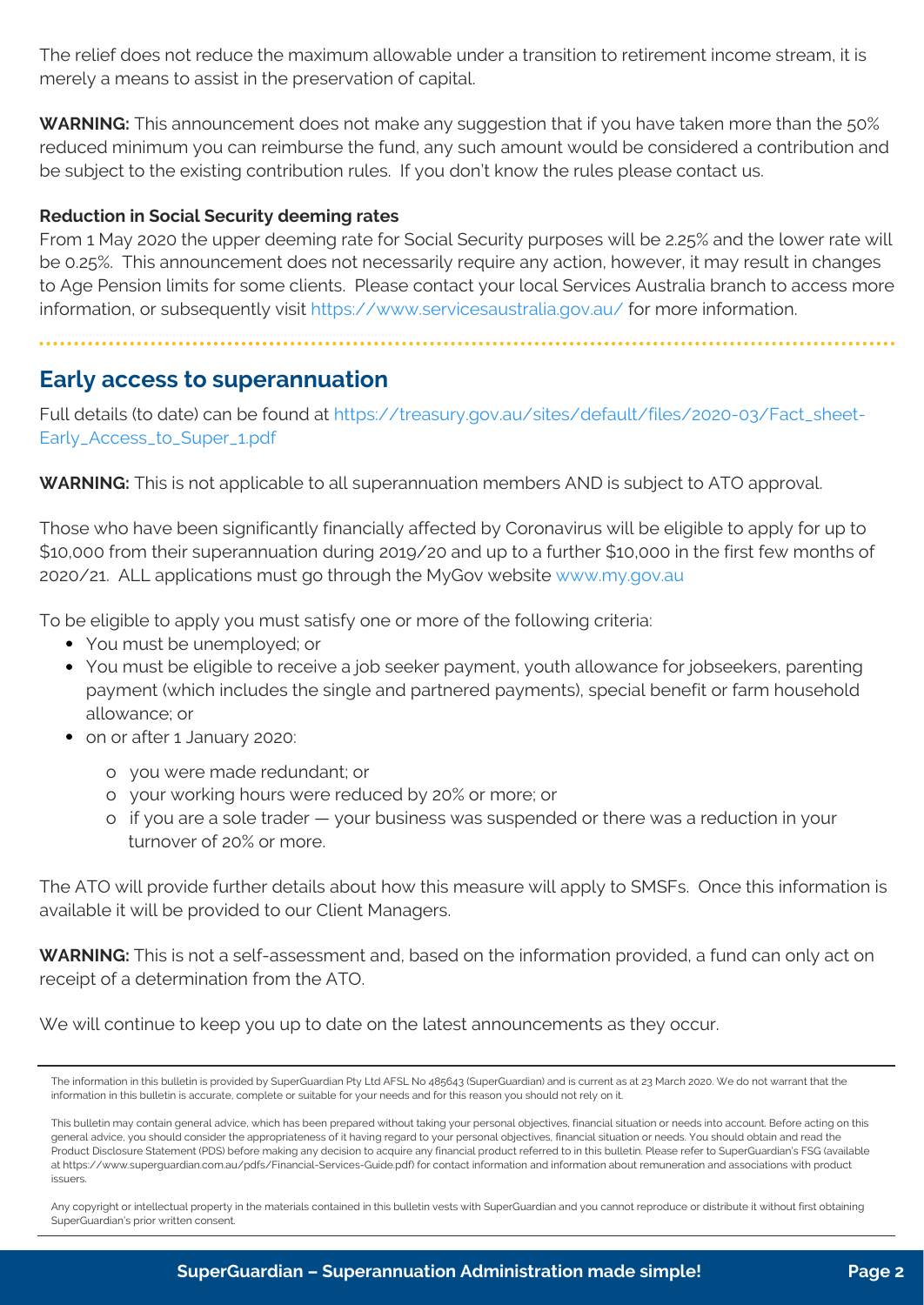The relief does not reduce the maximum allowable under a transition to retirement income stream, it is merely a means to assist in the preservation of capital.

**WARNING:** This announcement does not make any suggestion that if you have taken more than the 50% reduced minimum you can reimburse the fund, any such amount would be considered a contribution and be subject to the existing contribution rules. If you don't know the rules please contact us.

**Reduction in Social Security deeming rates**

From 1 May 2020 the upper deeming rate for Social Security purposes will be 2.25% and the lower rate will be 0.25%. This announcement does not necessarily require any action, however, it may result in changes to Age Pension limits for some clients. Please contact your local Services Australia branch to access more information, or subsequently visit https://www.servicesaustralia.gov.au/ for more information.

## Early access to superannuation

Full details (to date) can be found at https://treasury.gov.au/sites/default/files/2020-03/Fact_sheet-Early_Access_to_Super_1.pdf

**WARNING:** This is not applicable to all superannuation members AND is subject to ATO approval.

Those who have been significantly financially affected by Coronavirus will be eligible to apply for up to $10,000 from their superannuation during 2019/20 and up to a further $10,000 in the first few months of 2020/21. ALL applications must go through the MyGov website www.my.gov.au

To be eligible to apply you must satisfy one or more of the following criteria:

- You must be unemployed; or
- You must be eligible to receive a job seeker payment, youth allowance for jobseekers, parenting payment (which includes the single and partnered payments), special benefit or farm household allowance; or
- on or after 1 January 2020:
  - you were made redundant; or
  - your working hours were reduced by 20% or more; or
  - if you are a sole trader — your business was suspended or there was a reduction in your turnover of 20% or more.

The ATO will provide further details about how this measure will apply to SMSFs. Once this information is available it will be provided to our Client Managers.

**WARNING:** This is not a self-assessment and, based on the information provided, a fund can only act on receipt of a determination from the ATO.

We will continue to keep you up to date on the latest announcements as they occur.

The information in this bulletin is provided by SuperGuardian Pty Ltd AFSL No 485643 (SuperGuardian) and is current as at 23 March 2020. We do not warrant that the information in this bulletin is accurate, complete or suitable for your needs and for this reason you should not rely on it.

This bulletin may contain general advice, which has been prepared without taking your personal objectives, financial situation or needs into account. Before acting on this general advice, you should consider the appropriateness of it having regard to your personal objectives, financial situation or needs. You should obtain and read the Product Disclosure Statement (PDS) before making any decision to acquire any financial product referred to in this bulletin. Please refer to SuperGuardian's FSG (available at https://www.superguardian.com.au/pdfs/Financial-Services-Guide.pdf) for contact information and information about remuneration and associations with product issuers.

Any copyright or intellectual property in the materials contained in this bulletin vests with SuperGuardian and you cannot reproduce or distribute it without first obtaining SuperGuardian's prior written consent.